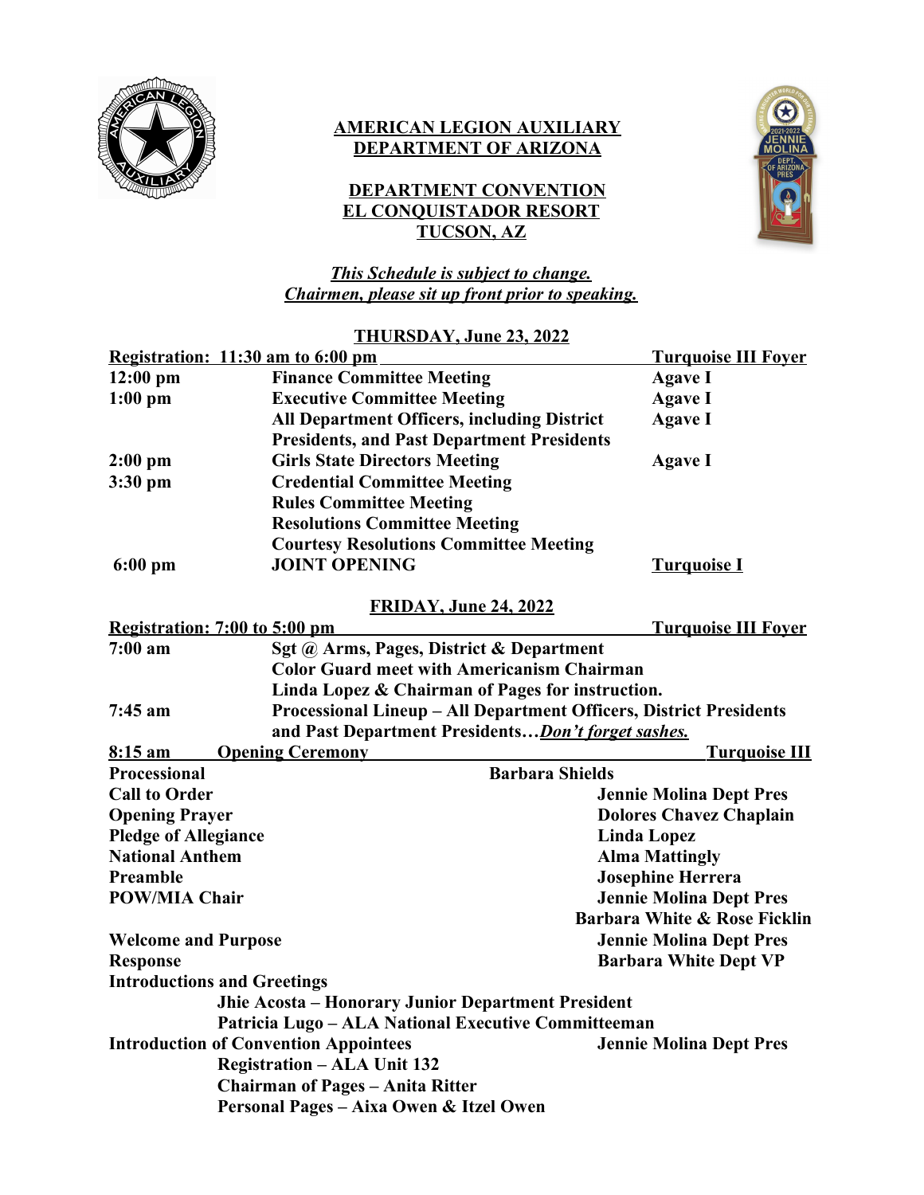# AMERICAN LEGION AUXILIARY
# DEPARTMENT OF ARIZONA

## DEPARTMENT CONVENTION
## EL CONQUISTADOR RESORT
## TUCSON, AZ

***This Schedule is subject to change.***
***Chairmen, please sit up front prior to speaking.***

### THURSDAY, June 23, 2022

| **Registration: 11:30 am to 6:00 pm** | | **Turquoise III Foyer** |
|---|---|---|
| **12:00 pm** | **Finance Committee Meeting** | **Agave I** |
| **1:00 pm** | **Executive Committee Meeting** | **Agave I** |
| | **All Department Officers, including District Presidents, and Past Department Presidents** | **Agave I** |
| **2:00 pm** | **Girls State Directors Meeting** | **Agave I** |
| **3:30 pm** | **Credential Committee Meeting** | |
| | **Rules Committee Meeting** | |
| | **Resolutions Committee Meeting** | |
| | **Courtesy Resolutions Committee Meeting** | |
| **6:00 pm** | **JOINT OPENING** | **Turquoise I** |

### FRIDAY, June 24, 2022

| **Registration: 7:00 to 5:00 pm** | | **Turquoise III Foyer** |
|---|---|---|
| **7:00 am** | **Sgt @ Arms, Pages, District & Department Color Guard meet with Americanism Chairman Linda Lopez & Chairman of Pages for instruction.** | |
| **7:45 am** | **Processional Lineup – All Department Officers, District Presidents and Past Department Presidents…*Don't forget sashes.*** | |
| **8:15 am** | **Opening Ceremony** | **Turquoise III** |

| | |
|---|---|
| **Processional** | **Barbara Shields** |
| **Call to Order** | **Jennie Molina Dept Pres** |
| **Opening Prayer** | **Dolores Chavez Chaplain** |
| **Pledge of Allegiance** | **Linda Lopez** |
| **National Anthem** | **Alma Mattingly** |
| **Preamble** | **Josephine Herrera** |
| **POW/MIA Chair** | **Jennie Molina Dept Pres** |
| | **Barbara White & Rose Ficklin** |
| **Welcome and Purpose** | **Jennie Molina Dept Pres** |
| **Response** | **Barbara White Dept VP** |

**Introductions and Greetings**

- **Jhie Acosta – Honorary Junior Department President**
- **Patricia Lugo – ALA National Executive Committeeman**

**Introduction of Convention Appointees** — **Jennie Molina Dept Pres**

- **Registration – ALA Unit 132**
- **Chairman of Pages – Anita Ritter**
- **Personal Pages – Aixa Owen & Itzel Owen**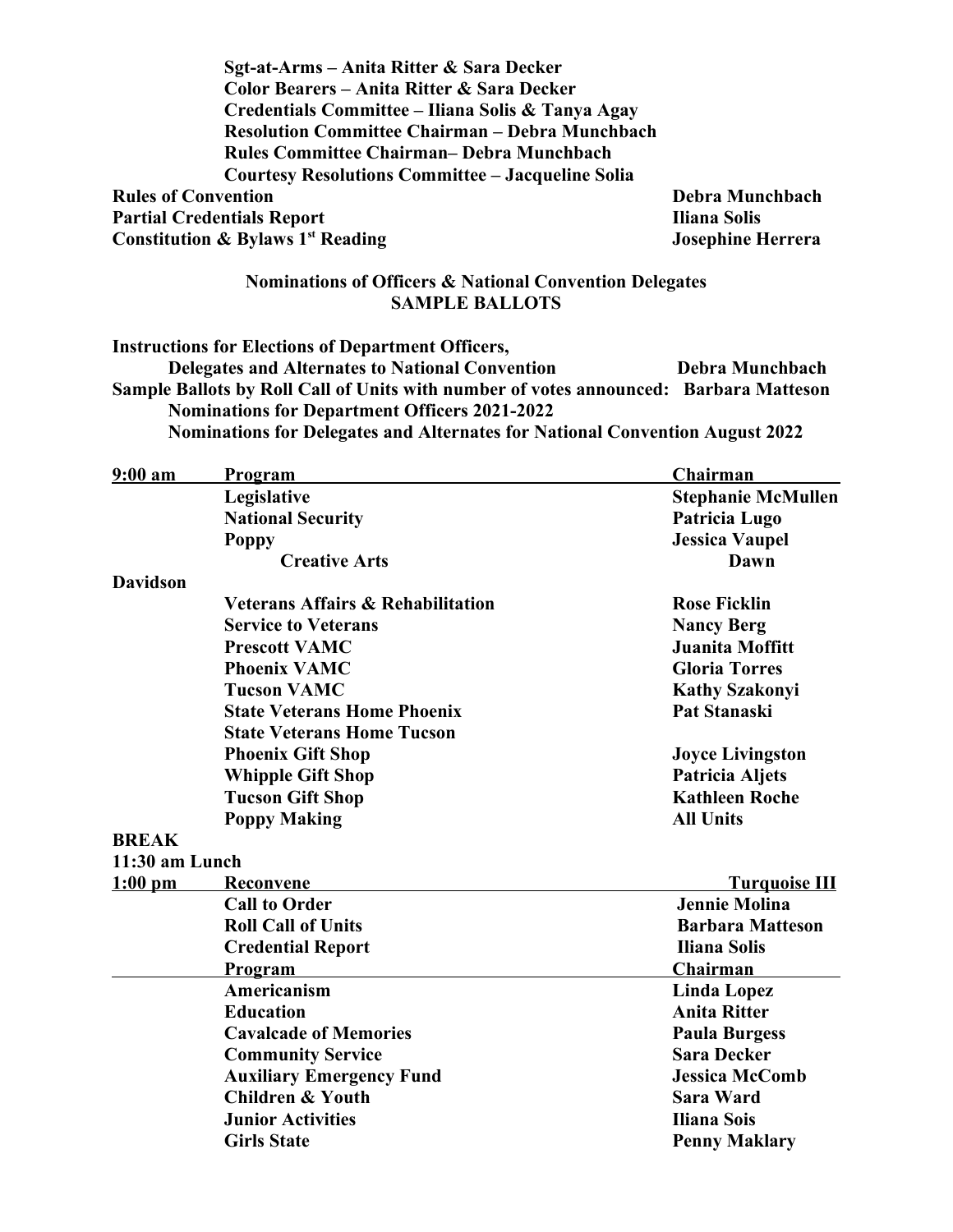**Sgt-at-Arms – Anita Ritter & Sara Decker**
**Color Bearers – Anita Ritter & Sara Decker**
**Credentials Committee – Iliana Solis & Tanya Agay**
**Resolution Committee Chairman – Debra Munchbach**
**Rules Committee Chairman– Debra Munchbach**
**Courtesy Resolutions Committee – Jacqueline Solia**

| | |
|---|---|
| **Rules of Convention** | **Debra Munchbach** |
| **Partial Credentials Report** | **Iliana Solis** |
| **Constitution & Bylaws 1st Reading** | **Josephine Herrera** |

**Nominations of Officers & National Convention Delegates**
**SAMPLE BALLOTS**

| | |
|---|---|
| **Instructions for Elections of Department Officers, Delegates and Alternates to National Convention** | **Debra Munchbach** |
| **Sample Ballots by Roll Call of Units with number of votes announced:** | **Barbara Matteson** |

**Nominations for Department Officers 2021-2022**
**Nominations for Delegates and Alternates for National Convention August 2022**

| **9:00 am** | **Program** | **Chairman** |
|---|---|---|
| | **Legislative** | **Stephanie McMullen** |
| | **National Security** | **Patricia Lugo** |
| | **Poppy** | **Jessica Vaupel** |
| | **Creative Arts** | **Dawn Davidson** |
| | **Veterans Affairs & Rehabilitation** | **Rose Ficklin** |
| | **Service to Veterans** | **Nancy Berg** |
| | **Prescott VAMC** | **Juanita Moffitt** |
| | **Phoenix VAMC** | **Gloria Torres** |
| | **Tucson VAMC** | **Kathy Szakonyi** |
| | **State Veterans Home Phoenix** | **Pat Stanaski** |
| | **State Veterans Home Tucson** | |
| | **Phoenix Gift Shop** | **Joyce Livingston** |
| | **Whipple Gift Shop** | **Patricia Aljets** |
| | **Tucson Gift Shop** | **Kathleen Roche** |
| | **Poppy Making** | **All Units** |
| **BREAK** | | |
| **11:30 am Lunch** | | |
| **1:00 pm** | **Reconvene** | **Turquoise III** |
| | **Call to Order** | **Jennie Molina** |
| | **Roll Call of Units** | **Barbara Matteson** |
| | **Credential Report** | **Iliana Solis** |
| | **Program** | **Chairman** |
| | **Americanism** | **Linda Lopez** |
| | **Education** | **Anita Ritter** |
| | **Cavalcade of Memories** | **Paula Burgess** |
| | **Community Service** | **Sara Decker** |
| | **Auxiliary Emergency Fund** | **Jessica McComb** |
| | **Children & Youth** | **Sara Ward** |
| | **Junior Activities** | **Iliana Sois** |
| | **Girls State** | **Penny Maklary** |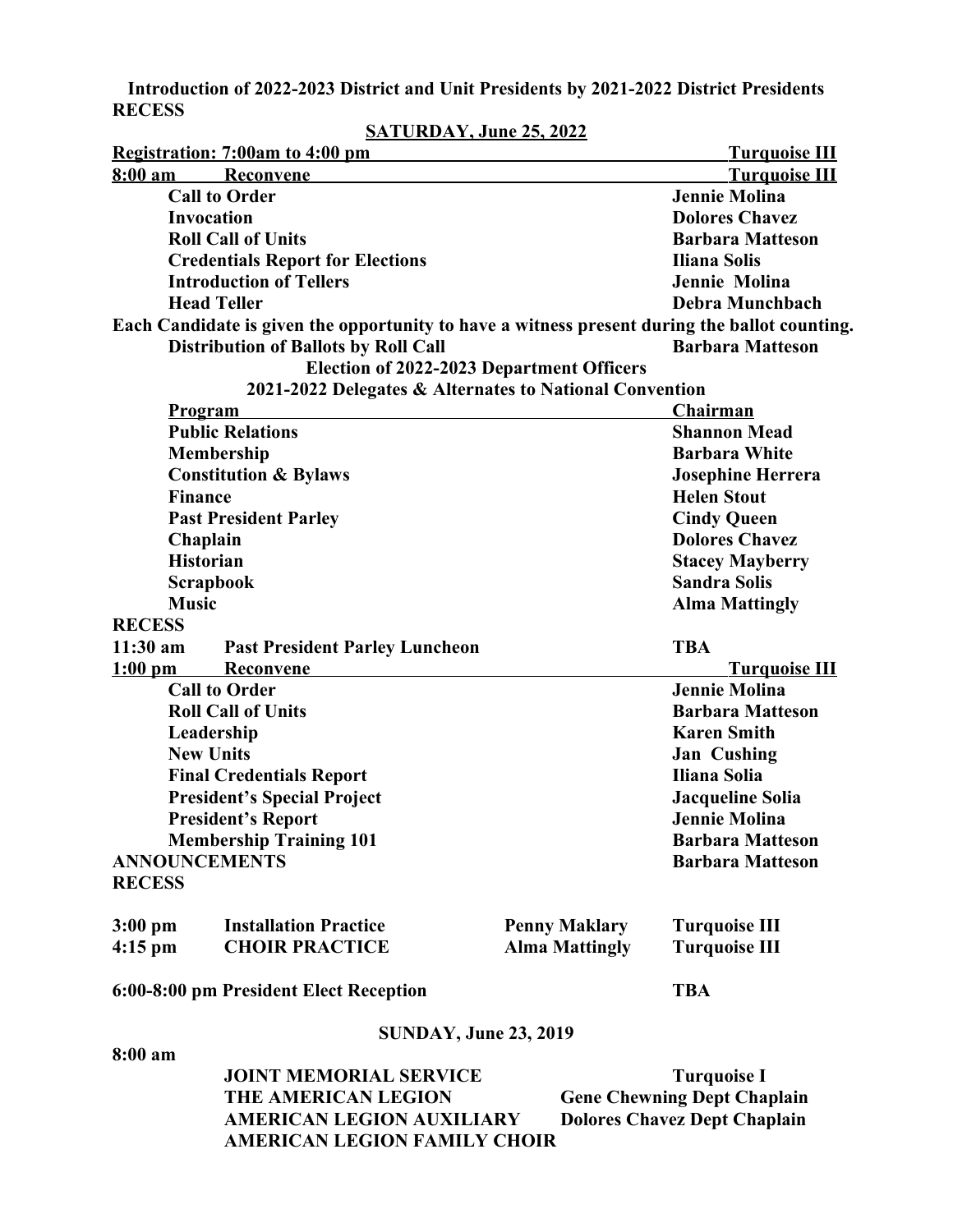**Introduction of 2022-2023 District and Unit Presidents by 2021-2022 District Presidents**

**RECESS**

## SATURDAY, June 25, 2022

| | | | |
|---|---|---|---|
| **Registration: 7:00am to 4:00 pm** | | | **Turquoise III** |
| **8:00 am** | **Reconvene** | | **Turquoise III** |
| | **Call to Order** | | **Jennie Molina** |
| | **Invocation** | | **Dolores Chavez** |
| | **Roll Call of Units** | | **Barbara Matteson** |
| | **Credentials Report for Elections** | | **Iliana Solis** |
| | **Introduction of Tellers** | | **Jennie Molina** |
| | **Head Teller** | | **Debra Munchbach** |

**Each Candidate is given the opportunity to have a witness present during the ballot counting.**

| | |
|---|---|
| **Distribution of Ballots by Roll Call** | **Barbara Matteson** |

**Election of 2022-2023 Department Officers**

**2021-2022 Delegates & Alternates to National Convention**

| **Program** | **Chairman** |
|---|---|
| **Public Relations** | **Shannon Mead** |
| **Membership** | **Barbara White** |
| **Constitution & Bylaws** | **Josephine Herrera** |
| **Finance** | **Helen Stout** |
| **Past President Parley** | **Cindy Queen** |
| **Chaplain** | **Dolores Chavez** |
| **Historian** | **Stacey Mayberry** |
| **Scrapbook** | **Sandra Solis** |
| **Music** | **Alma Mattingly** |

**RECESS**

| | | | |
|---|---|---|---|
| **11:30 am** | **Past President Parley Luncheon** | | **TBA** |
| **1:00 pm** | **Reconvene** | | **Turquoise III** |
| | **Call to Order** | | **Jennie Molina** |
| | **Roll Call of Units** | | **Barbara Matteson** |
| | **Leadership** | | **Karen Smith** |
| | **New Units** | | **Jan Cushing** |
| | **Final Credentials Report** | | **Iliana Solia** |
| | **President's Special Project** | | **Jacqueline Solia** |
| | **President's Report** | | **Jennie Molina** |
| | **Membership Training 101** | | **Barbara Matteson** |
| **ANNOUNCEMENTS** | | | **Barbara Matteson** |

**RECESS**

| | | | |
|---|---|---|---|
| **3:00 pm** | **Installation Practice** | **Penny Maklary** | **Turquoise III** |
| **4:15 pm** | **CHOIR PRACTICE** | **Alma Mattingly** | **Turquoise III** |

**6:00-8:00 pm President Elect Reception** **TBA**

## SUNDAY, June 23, 2019

**8:00 am**

| | |
|---|---|
| **JOINT MEMORIAL SERVICE** | **Turquoise I** |
| **THE AMERICAN LEGION** | **Gene Chewning Dept Chaplain** |
| **AMERICAN LEGION AUXILIARY** | **Dolores Chavez Dept Chaplain** |
| **AMERICAN LEGION FAMILY CHOIR** | |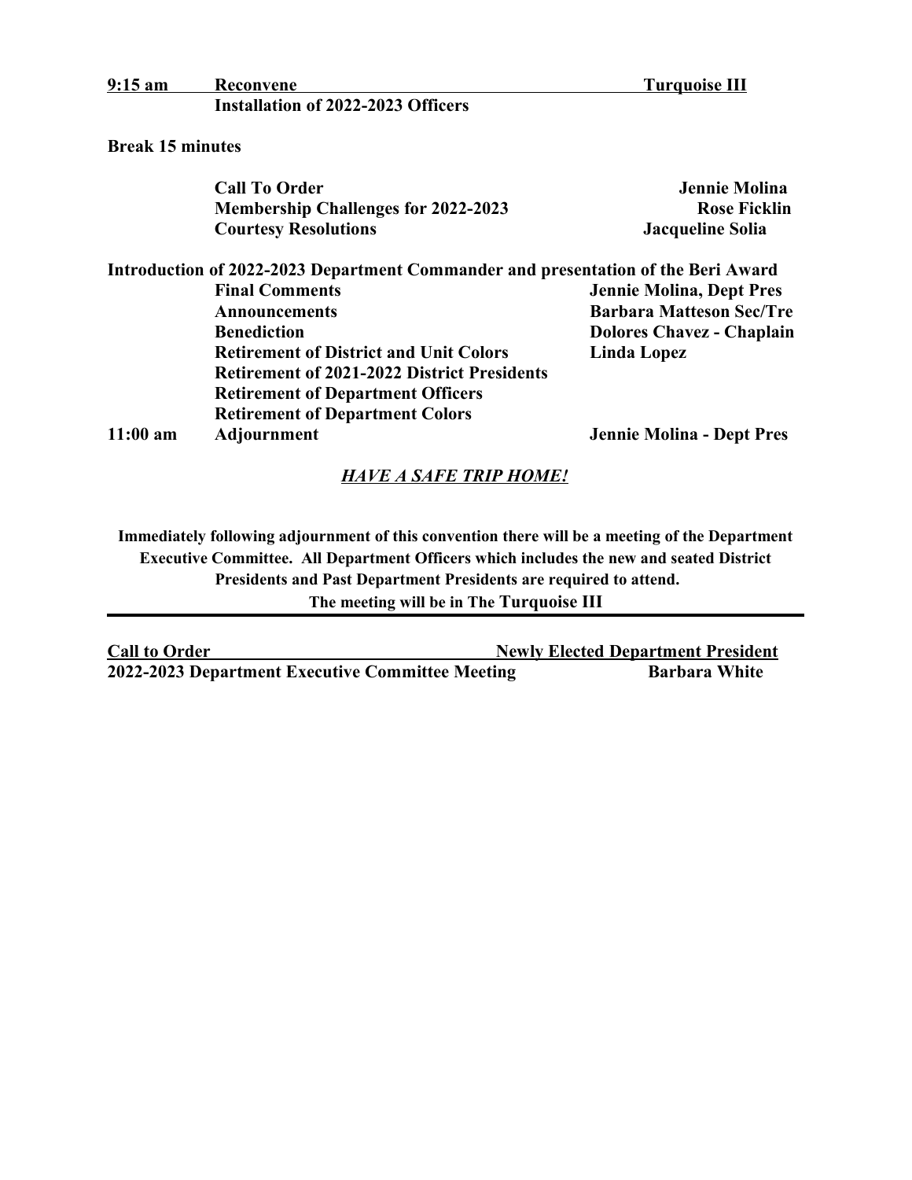**9:15 am** **Reconvene** **Turquoise III**

**Installation of 2022-2023 Officers**

**Break 15 minutes**

| | | |
|---|---|---|
| | **Call To Order** | **Jennie Molina** |
| | **Membership Challenges for 2022-2023** | **Rose Ficklin** |
| | **Courtesy Resolutions** | **Jacqueline Solia** |

**Introduction of 2022-2023 Department Commander and presentation of the Beri Award**

| | | |
|---|---|---|
| | **Final Comments** | **Jennie Molina, Dept Pres** |
| | **Announcements** | **Barbara Matteson Sec/Tre** |
| | **Benediction** | **Dolores Chavez - Chaplain** |
| | **Retirement of District and Unit Colors** | **Linda Lopez** |
| | **Retirement of 2021-2022 District Presidents** | |
| | **Retirement of Department Officers** | |
| | **Retirement of Department Colors** | |
| **11:00 am** | **Adjournment** | **Jennie Molina - Dept Pres** |

***HAVE A SAFE TRIP HOME!***

**Immediately following adjournment of this convention there will be a meeting of the Department Executive Committee. All Department Officers which includes the new and seated District Presidents and Past Department Presidents are required to attend. The meeting will be in The Turquoise III**

---

**Call to Order** **Newly Elected Department President**

**2022-2023 Department Executive Committee Meeting** **Barbara White**